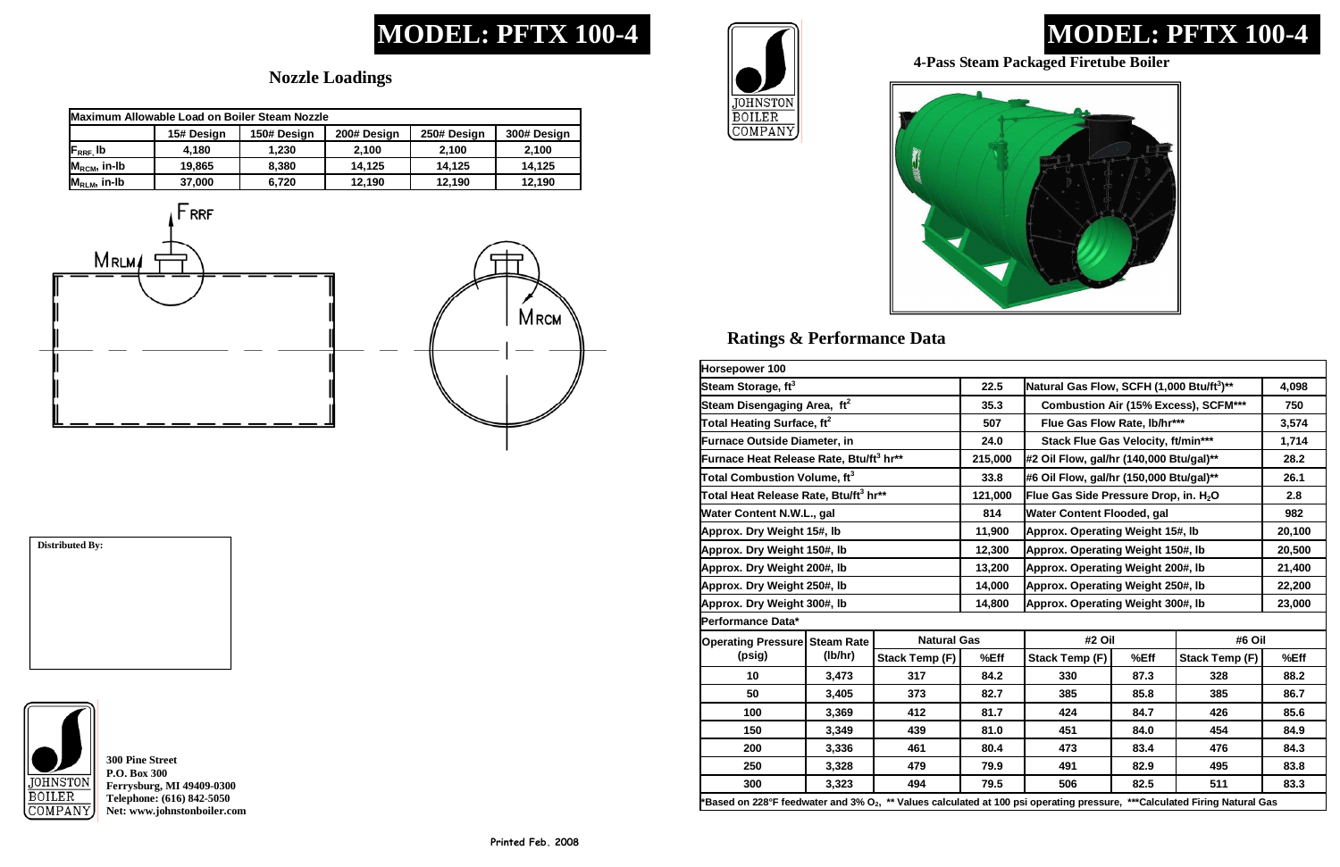# MODEL: PFTX 100-4

## Nozzle Loadings

| Maximum Allowable Load on Boiler Steam Nozzle | | | | | |
|---|---|---|---|---|---|
| | 15# Design | 150# Design | 200# Design | 250# Design | 300# Design |
| $F_{RRF}$, lb | 4,180 | 1,230 | 2,100 | 2,100 | 2,100 |
| $M_{RCM}$, in-lb | 19,865 | 8,380 | 14,125 | 14,125 | 14,125 |
| $M_{RLM}$, in-lb | 37,000 | 6,720 | 12,190 | 12,190 | 12,190 |

$F_{RRF}$

$M_{RLM}$

$M_{RCM}$

**Distributed By:**

JOHNSTON BOILER COMPANY

300 Pine Street
P.O. Box 300
Ferrysburg, MI 49409-0300
Telephone: (616) 842-5050
Net: www.johnstonboiler.com

Printed Feb. 2008

JOHNSTON BOILER COMPANY

# MODEL: PFTX 100-4

### 4-Pass Steam Packaged Firetube Boiler

## Ratings & Performance Data

| Horsepower 100 | | | |
|---|---|---|---|
| Steam Storage, $ft^3$ | 22.5 | Natural Gas Flow, SCFH (1,000 Btu/$ft^3$)** | 4,098 |
| Steam Disengaging Area, $ft^2$ | 35.3 | Combustion Air (15% Excess), SCFM*** | 750 |
| Total Heating Surface, $ft^2$ | 507 | Flue Gas Flow Rate, lb/hr*** | 3,574 |
| Furnace Outside Diameter, in | 24.0 | Stack Flue Gas Velocity, ft/min*** | 1,714 |
| Furnace Heat Release Rate, Btu/$ft^3$ hr** | 215,000 | #2 Oil Flow, gal/hr (140,000 Btu/gal)** | 28.2 |
| Total Combustion Volume, $ft^3$ | 33.8 | #6 Oil Flow, gal/hr (150,000 Btu/gal)** | 26.1 |
| Total Heat Release Rate, Btu/$ft^3$ hr** | 121,000 | Flue Gas Side Pressure Drop, in. $H_2O$ | 2.8 |
| Water Content N.W.L., gal | 814 | Water Content Flooded, gal | 982 |
| Approx. Dry Weight 15#, lb | 11,900 | Approx. Operating Weight 15#, lb | 20,100 |
| Approx. Dry Weight 150#, lb | 12,300 | Approx. Operating Weight 150#, lb | 20,500 |
| Approx. Dry Weight 200#, lb | 13,200 | Approx. Operating Weight 200#, lb | 21,400 |
| Approx. Dry Weight 250#, lb | 14,000 | Approx. Operating Weight 250#, lb | 22,200 |
| Approx. Dry Weight 300#, lb | 14,800 | Approx. Operating Weight 300#, lb | 23,000 |

**Performance Data***

| Operating Pressure (psig) | Steam Rate (lb/hr) | Natural Gas | | #2 Oil | | #6 Oil | |
|---|---|---|---|---|---|---|---|
| | | Stack Temp (F) | %Eff | Stack Temp (F) | %Eff | Stack Temp (F) | %Eff |
| 10 | 3,473 | 317 | 84.2 | 330 | 87.3 | 328 | 88.2 |
| 50 | 3,405 | 373 | 82.7 | 385 | 85.8 | 385 | 86.7 |
| 100 | 3,369 | 412 | 81.7 | 424 | 84.7 | 426 | 85.6 |
| 150 | 3,349 | 439 | 81.0 | 451 | 84.0 | 454 | 84.9 |
| 200 | 3,336 | 461 | 80.4 | 473 | 83.4 | 476 | 84.3 |
| 250 | 3,328 | 479 | 79.9 | 491 | 82.9 | 495 | 83.8 |
| 300 | 3,323 | 494 | 79.5 | 506 | 82.5 | 511 | 83.3 |

*Based on 228°F feedwater and 3% $O_2$, ** Values calculated at 100 psi operating pressure, ***Calculated Firing Natural Gas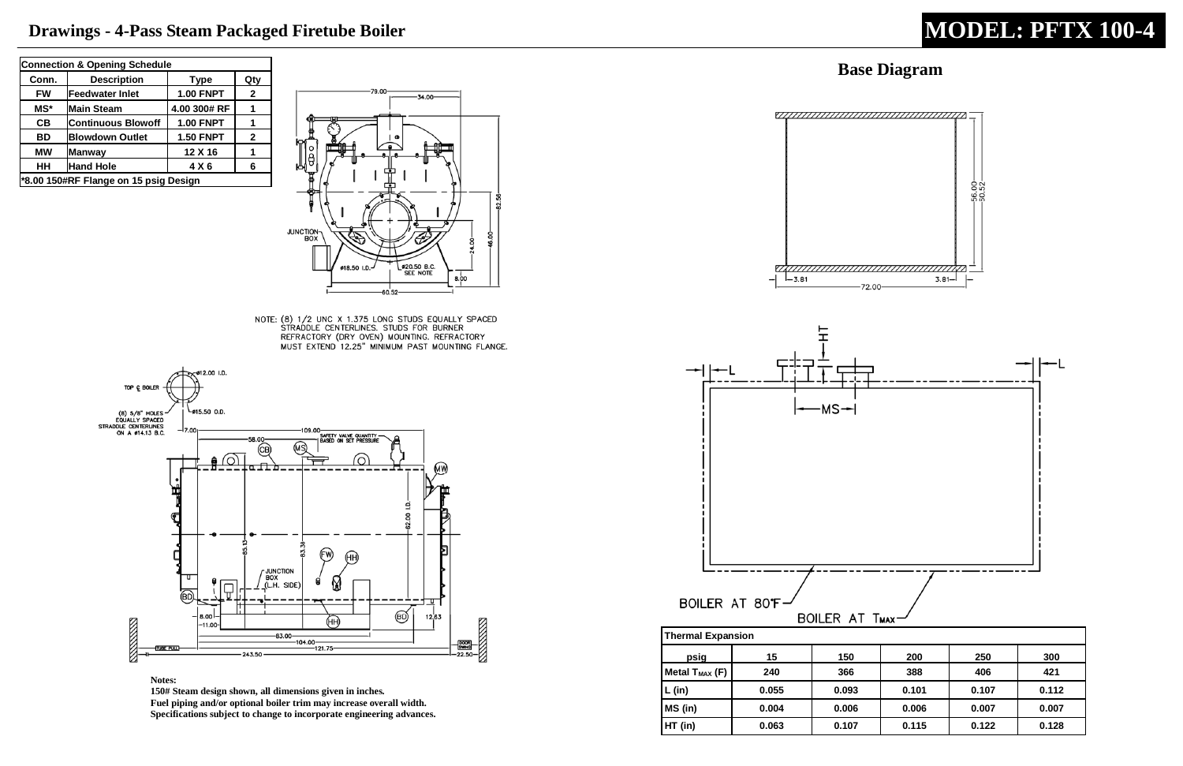# Drawings - 4-Pass Steam Packaged Firetube Boiler

## MODEL: PFTX 100-4

| Connection & Opening Schedule | | | |
|---|---|---|---|
| Conn. | Description | Type | Qty |
| FW | Feedwater Inlet | 1.00 FNPT | 2 |
| MS* | Main Steam | 4.00 300# RF | 1 |
| CB | Continuous Blowoff | 1.00 FNPT | 1 |
| BD | Blowdown Outlet | 1.50 FNPT | 2 |
| MW | Manway | 12 X 16 | 1 |
| HH | Hand Hole | 4 X 6 | 6 |
| *8.00 150#RF Flange on 15 psig Design | | | |

NOTE: (8) 1/2 UNC X 1.375 LONG STUDS EQUALLY SPACED STRADDLE CENTERLINES. STUDS FOR BURNER REFRACTORY (DRY OVEN) MOUNTING. REFRACTORY MUST EXTEND 12.25" MINIMUM PAST MOUNTING FLANGE.

**Notes:**
**150# Steam design shown, all dimensions given in inches.**
**Fuel piping and/or optional boiler trim may increase overall width.**
**Specifications subject to change to incorporate engineering advances.**

## Base Diagram

BOILER AT 80°F

BOILER AT $T_{MAX}$

| Thermal Expansion | | | | | |
|---|---|---|---|---|---|
| psig | 15 | 150 | 200 | 250 | 300 |
| Metal $T_{MAX}$ (F) | 240 | 366 | 388 | 406 | 421 |
| L (in) | 0.055 | 0.093 | 0.101 | 0.107 | 0.112 |
| MS (in) | 0.004 | 0.006 | 0.006 | 0.007 | 0.007 |
| HT (in) | 0.063 | 0.107 | 0.115 | 0.122 | 0.128 |